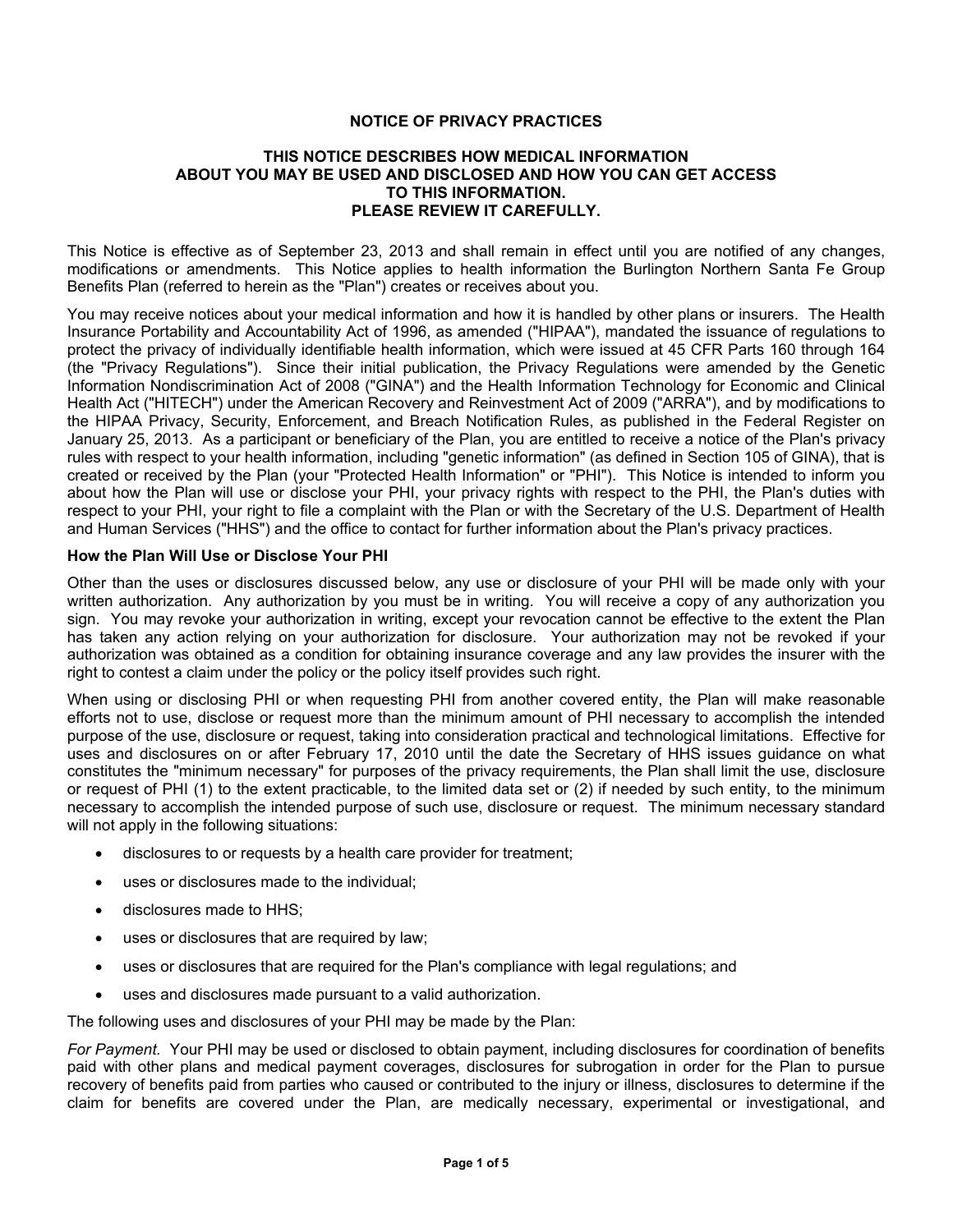# NOTICE OF PRIVACY PRACTICES

## THIS NOTICE DESCRIBES HOW MEDICAL INFORMATION ABOUT YOU MAY BE USED AND DISCLOSED AND HOW YOU CAN GET ACCESS TO THIS INFORMATION. PLEASE REVIEW IT CAREFULLY.

This Notice is effective as of September 23, 2013 and shall remain in effect until you are notified of any changes, modifications or amendments. This Notice applies to health information the Burlington Northern Santa Fe Group Benefits Plan (referred to herein as the "Plan") creates or receives about you.

You may receive notices about your medical information and how it is handled by other plans or insurers. The Health Insurance Portability and Accountability Act of 1996, as amended ("HIPAA"), mandated the issuance of regulations to protect the privacy of individually identifiable health information, which were issued at 45 CFR Parts 160 through 164 (the "Privacy Regulations"). Since their initial publication, the Privacy Regulations were amended by the Genetic Information Nondiscrimination Act of 2008 ("GINA") and the Health Information Technology for Economic and Clinical Health Act ("HITECH") under the American Recovery and Reinvestment Act of 2009 ("ARRA"), and by modifications to the HIPAA Privacy, Security, Enforcement, and Breach Notification Rules, as published in the Federal Register on January 25, 2013. As a participant or beneficiary of the Plan, you are entitled to receive a notice of the Plan's privacy rules with respect to your health information, including "genetic information" (as defined in Section 105 of GINA), that is created or received by the Plan (your "Protected Health Information" or "PHI"). This Notice is intended to inform you about how the Plan will use or disclose your PHI, your privacy rights with respect to the PHI, the Plan's duties with respect to your PHI, your right to file a complaint with the Plan or with the Secretary of the U.S. Department of Health and Human Services ("HHS") and the office to contact for further information about the Plan's privacy practices.

### How the Plan Will Use or Disclose Your PHI

Other than the uses or disclosures discussed below, any use or disclosure of your PHI will be made only with your written authorization. Any authorization by you must be in writing. You will receive a copy of any authorization you sign. You may revoke your authorization in writing, except your revocation cannot be effective to the extent the Plan has taken any action relying on your authorization for disclosure. Your authorization may not be revoked if your authorization was obtained as a condition for obtaining insurance coverage and any law provides the insurer with the right to contest a claim under the policy or the policy itself provides such right.

When using or disclosing PHI or when requesting PHI from another covered entity, the Plan will make reasonable efforts not to use, disclose or request more than the minimum amount of PHI necessary to accomplish the intended purpose of the use, disclosure or request, taking into consideration practical and technological limitations. Effective for uses and disclosures on or after February 17, 2010 until the date the Secretary of HHS issues guidance on what constitutes the "minimum necessary" for purposes of the privacy requirements, the Plan shall limit the use, disclosure or request of PHI (1) to the extent practicable, to the limited data set or (2) if needed by such entity, to the minimum necessary to accomplish the intended purpose of such use, disclosure or request. The minimum necessary standard will not apply in the following situations:

- disclosures to or requests by a health care provider for treatment;
- uses or disclosures made to the individual;
- disclosures made to HHS;
- uses or disclosures that are required by law;
- uses or disclosures that are required for the Plan's compliance with legal regulations; and
- uses and disclosures made pursuant to a valid authorization.

The following uses and disclosures of your PHI may be made by the Plan:

*For Payment.* Your PHI may be used or disclosed to obtain payment, including disclosures for coordination of benefits paid with other plans and medical payment coverages, disclosures for subrogation in order for the Plan to pursue recovery of benefits paid from parties who caused or contributed to the injury or illness, disclosures to determine if the claim for benefits are covered under the Plan, are medically necessary, experimental or investigational, and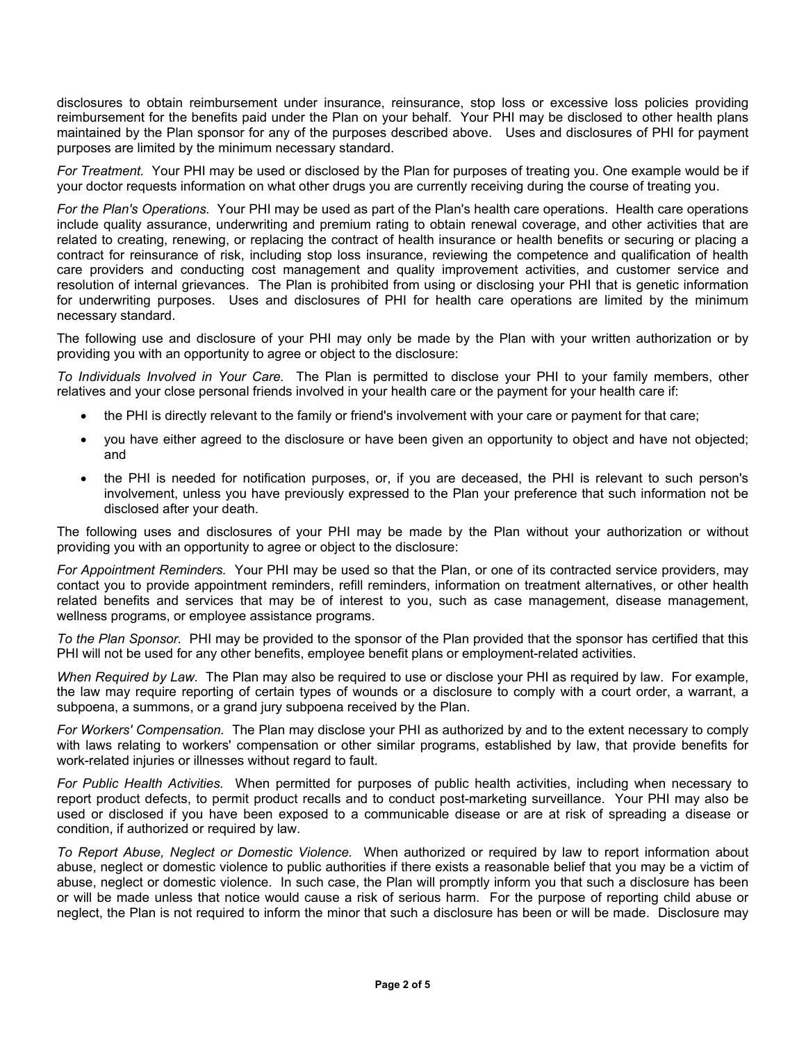disclosures to obtain reimbursement under insurance, reinsurance, stop loss or excessive loss policies providing reimbursement for the benefits paid under the Plan on your behalf. Your PHI may be disclosed to other health plans maintained by the Plan sponsor for any of the purposes described above. Uses and disclosures of PHI for payment purposes are limited by the minimum necessary standard.

*For Treatment.* Your PHI may be used or disclosed by the Plan for purposes of treating you. One example would be if your doctor requests information on what other drugs you are currently receiving during the course of treating you.

*For the Plan's Operations.* Your PHI may be used as part of the Plan's health care operations. Health care operations include quality assurance, underwriting and premium rating to obtain renewal coverage, and other activities that are related to creating, renewing, or replacing the contract of health insurance or health benefits or securing or placing a contract for reinsurance of risk, including stop loss insurance, reviewing the competence and qualification of health care providers and conducting cost management and quality improvement activities, and customer service and resolution of internal grievances. The Plan is prohibited from using or disclosing your PHI that is genetic information for underwriting purposes. Uses and disclosures of PHI for health care operations are limited by the minimum necessary standard.

The following use and disclosure of your PHI may only be made by the Plan with your written authorization or by providing you with an opportunity to agree or object to the disclosure:

*To Individuals Involved in Your Care.* The Plan is permitted to disclose your PHI to your family members, other relatives and your close personal friends involved in your health care or the payment for your health care if:

- the PHI is directly relevant to the family or friend's involvement with your care or payment for that care;
- you have either agreed to the disclosure or have been given an opportunity to object and have not objected; and
- the PHI is needed for notification purposes, or, if you are deceased, the PHI is relevant to such person's involvement, unless you have previously expressed to the Plan your preference that such information not be disclosed after your death.

The following uses and disclosures of your PHI may be made by the Plan without your authorization or without providing you with an opportunity to agree or object to the disclosure:

*For Appointment Reminders.* Your PHI may be used so that the Plan, or one of its contracted service providers, may contact you to provide appointment reminders, refill reminders, information on treatment alternatives, or other health related benefits and services that may be of interest to you, such as case management, disease management, wellness programs, or employee assistance programs.

*To the Plan Sponsor.* PHI may be provided to the sponsor of the Plan provided that the sponsor has certified that this PHI will not be used for any other benefits, employee benefit plans or employment-related activities.

*When Required by Law.* The Plan may also be required to use or disclose your PHI as required by law. For example, the law may require reporting of certain types of wounds or a disclosure to comply with a court order, a warrant, a subpoena, a summons, or a grand jury subpoena received by the Plan.

*For Workers' Compensation.* The Plan may disclose your PHI as authorized by and to the extent necessary to comply with laws relating to workers' compensation or other similar programs, established by law, that provide benefits for work-related injuries or illnesses without regard to fault.

*For Public Health Activities.* When permitted for purposes of public health activities, including when necessary to report product defects, to permit product recalls and to conduct post-marketing surveillance. Your PHI may also be used or disclosed if you have been exposed to a communicable disease or are at risk of spreading a disease or condition, if authorized or required by law.

*To Report Abuse, Neglect or Domestic Violence.* When authorized or required by law to report information about abuse, neglect or domestic violence to public authorities if there exists a reasonable belief that you may be a victim of abuse, neglect or domestic violence. In such case, the Plan will promptly inform you that such a disclosure has been or will be made unless that notice would cause a risk of serious harm. For the purpose of reporting child abuse or neglect, the Plan is not required to inform the minor that such a disclosure has been or will be made. Disclosure may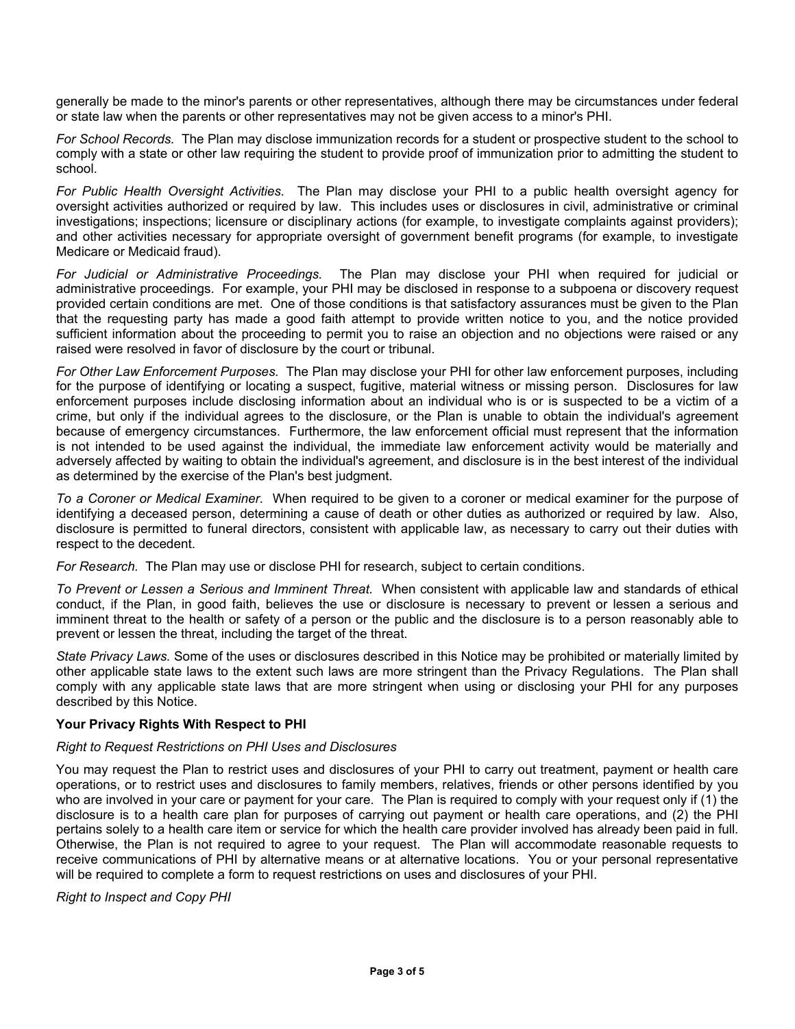generally be made to the minor's parents or other representatives, although there may be circumstances under federal or state law when the parents or other representatives may not be given access to a minor's PHI.

*For School Records.* The Plan may disclose immunization records for a student or prospective student to the school to comply with a state or other law requiring the student to provide proof of immunization prior to admitting the student to school.

*For Public Health Oversight Activities.* The Plan may disclose your PHI to a public health oversight agency for oversight activities authorized or required by law. This includes uses or disclosures in civil, administrative or criminal investigations; inspections; licensure or disciplinary actions (for example, to investigate complaints against providers); and other activities necessary for appropriate oversight of government benefit programs (for example, to investigate Medicare or Medicaid fraud).

*For Judicial or Administrative Proceedings.* The Plan may disclose your PHI when required for judicial or administrative proceedings. For example, your PHI may be disclosed in response to a subpoena or discovery request provided certain conditions are met. One of those conditions is that satisfactory assurances must be given to the Plan that the requesting party has made a good faith attempt to provide written notice to you, and the notice provided sufficient information about the proceeding to permit you to raise an objection and no objections were raised or any raised were resolved in favor of disclosure by the court or tribunal.

*For Other Law Enforcement Purposes.* The Plan may disclose your PHI for other law enforcement purposes, including for the purpose of identifying or locating a suspect, fugitive, material witness or missing person. Disclosures for law enforcement purposes include disclosing information about an individual who is or is suspected to be a victim of a crime, but only if the individual agrees to the disclosure, or the Plan is unable to obtain the individual's agreement because of emergency circumstances. Furthermore, the law enforcement official must represent that the information is not intended to be used against the individual, the immediate law enforcement activity would be materially and adversely affected by waiting to obtain the individual's agreement, and disclosure is in the best interest of the individual as determined by the exercise of the Plan's best judgment.

*To a Coroner or Medical Examiner.* When required to be given to a coroner or medical examiner for the purpose of identifying a deceased person, determining a cause of death or other duties as authorized or required by law. Also, disclosure is permitted to funeral directors, consistent with applicable law, as necessary to carry out their duties with respect to the decedent.

*For Research.* The Plan may use or disclose PHI for research, subject to certain conditions.

*To Prevent or Lessen a Serious and Imminent Threat.* When consistent with applicable law and standards of ethical conduct, if the Plan, in good faith, believes the use or disclosure is necessary to prevent or lessen a serious and imminent threat to the health or safety of a person or the public and the disclosure is to a person reasonably able to prevent or lessen the threat, including the target of the threat.

*State Privacy Laws.* Some of the uses or disclosures described in this Notice may be prohibited or materially limited by other applicable state laws to the extent such laws are more stringent than the Privacy Regulations. The Plan shall comply with any applicable state laws that are more stringent when using or disclosing your PHI for any purposes described by this Notice.

**Your Privacy Rights With Respect to PHI**

*Right to Request Restrictions on PHI Uses and Disclosures*

You may request the Plan to restrict uses and disclosures of your PHI to carry out treatment, payment or health care operations, or to restrict uses and disclosures to family members, relatives, friends or other persons identified by you who are involved in your care or payment for your care. The Plan is required to comply with your request only if (1) the disclosure is to a health care plan for purposes of carrying out payment or health care operations, and (2) the PHI pertains solely to a health care item or service for which the health care provider involved has already been paid in full. Otherwise, the Plan is not required to agree to your request. The Plan will accommodate reasonable requests to receive communications of PHI by alternative means or at alternative locations. You or your personal representative will be required to complete a form to request restrictions on uses and disclosures of your PHI.

*Right to Inspect and Copy PHI*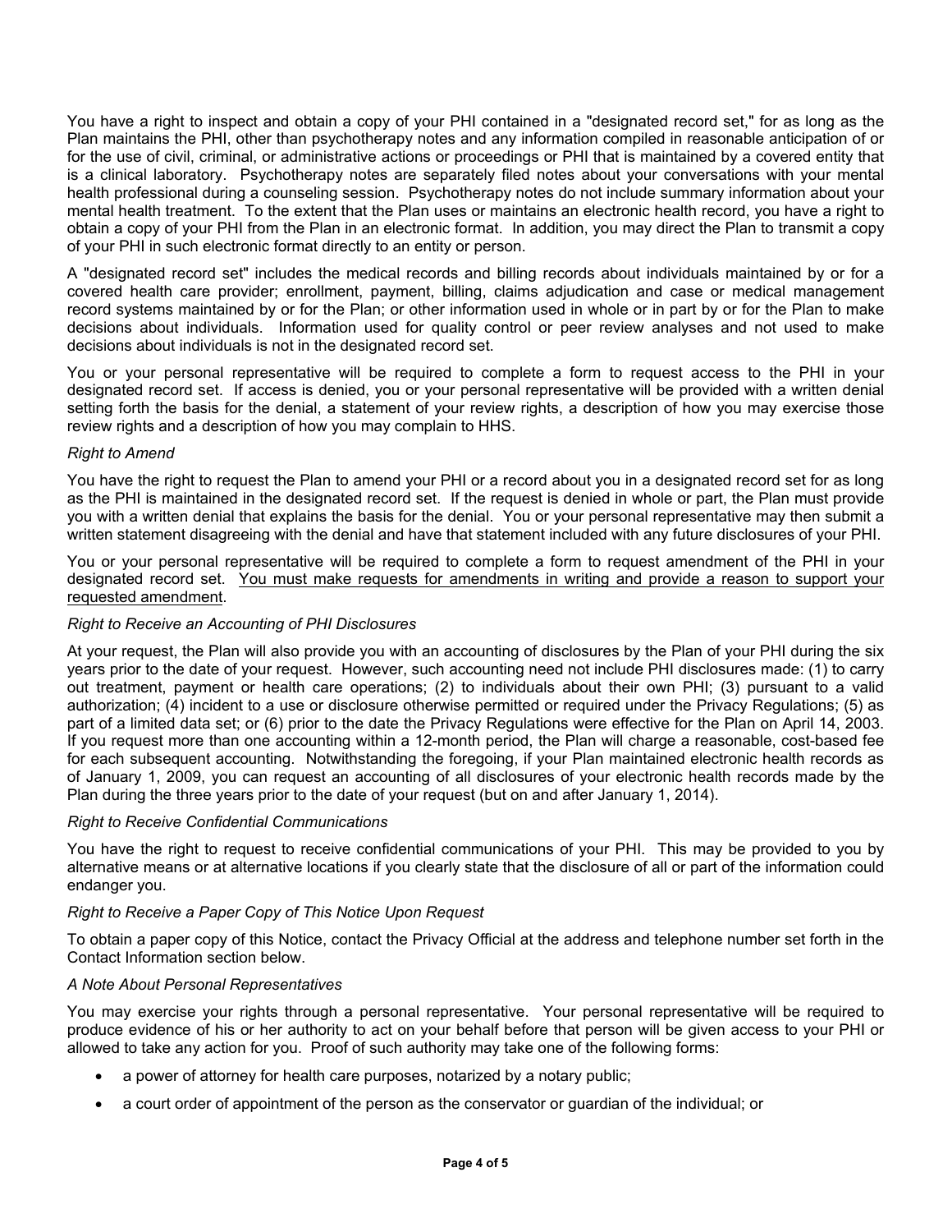You have a right to inspect and obtain a copy of your PHI contained in a "designated record set," for as long as the Plan maintains the PHI, other than psychotherapy notes and any information compiled in reasonable anticipation of or for the use of civil, criminal, or administrative actions or proceedings or PHI that is maintained by a covered entity that is a clinical laboratory. Psychotherapy notes are separately filed notes about your conversations with your mental health professional during a counseling session. Psychotherapy notes do not include summary information about your mental health treatment. To the extent that the Plan uses or maintains an electronic health record, you have a right to obtain a copy of your PHI from the Plan in an electronic format. In addition, you may direct the Plan to transmit a copy of your PHI in such electronic format directly to an entity or person.

A "designated record set" includes the medical records and billing records about individuals maintained by or for a covered health care provider; enrollment, payment, billing, claims adjudication and case or medical management record systems maintained by or for the Plan; or other information used in whole or in part by or for the Plan to make decisions about individuals. Information used for quality control or peer review analyses and not used to make decisions about individuals is not in the designated record set.

You or your personal representative will be required to complete a form to request access to the PHI in your designated record set. If access is denied, you or your personal representative will be provided with a written denial setting forth the basis for the denial, a statement of your review rights, a description of how you may exercise those review rights and a description of how you may complain to HHS.

*Right to Amend*

You have the right to request the Plan to amend your PHI or a record about you in a designated record set for as long as the PHI is maintained in the designated record set. If the request is denied in whole or part, the Plan must provide you with a written denial that explains the basis for the denial. You or your personal representative may then submit a written statement disagreeing with the denial and have that statement included with any future disclosures of your PHI.

You or your personal representative will be required to complete a form to request amendment of the PHI in your designated record set. <u>You must make requests for amendments in writing and provide a reason to support your requested amendment</u>.

*Right to Receive an Accounting of PHI Disclosures*

At your request, the Plan will also provide you with an accounting of disclosures by the Plan of your PHI during the six years prior to the date of your request. However, such accounting need not include PHI disclosures made: (1) to carry out treatment, payment or health care operations; (2) to individuals about their own PHI; (3) pursuant to a valid authorization; (4) incident to a use or disclosure otherwise permitted or required under the Privacy Regulations; (5) as part of a limited data set; or (6) prior to the date the Privacy Regulations were effective for the Plan on April 14, 2003. If you request more than one accounting within a 12-month period, the Plan will charge a reasonable, cost-based fee for each subsequent accounting. Notwithstanding the foregoing, if your Plan maintained electronic health records as of January 1, 2009, you can request an accounting of all disclosures of your electronic health records made by the Plan during the three years prior to the date of your request (but on and after January 1, 2014).

*Right to Receive Confidential Communications*

You have the right to request to receive confidential communications of your PHI. This may be provided to you by alternative means or at alternative locations if you clearly state that the disclosure of all or part of the information could endanger you.

*Right to Receive a Paper Copy of This Notice Upon Request*

To obtain a paper copy of this Notice, contact the Privacy Official at the address and telephone number set forth in the Contact Information section below.

*A Note About Personal Representatives*

You may exercise your rights through a personal representative. Your personal representative will be required to produce evidence of his or her authority to act on your behalf before that person will be given access to your PHI or allowed to take any action for you. Proof of such authority may take one of the following forms:

- a power of attorney for health care purposes, notarized by a notary public;
- a court order of appointment of the person as the conservator or guardian of the individual; or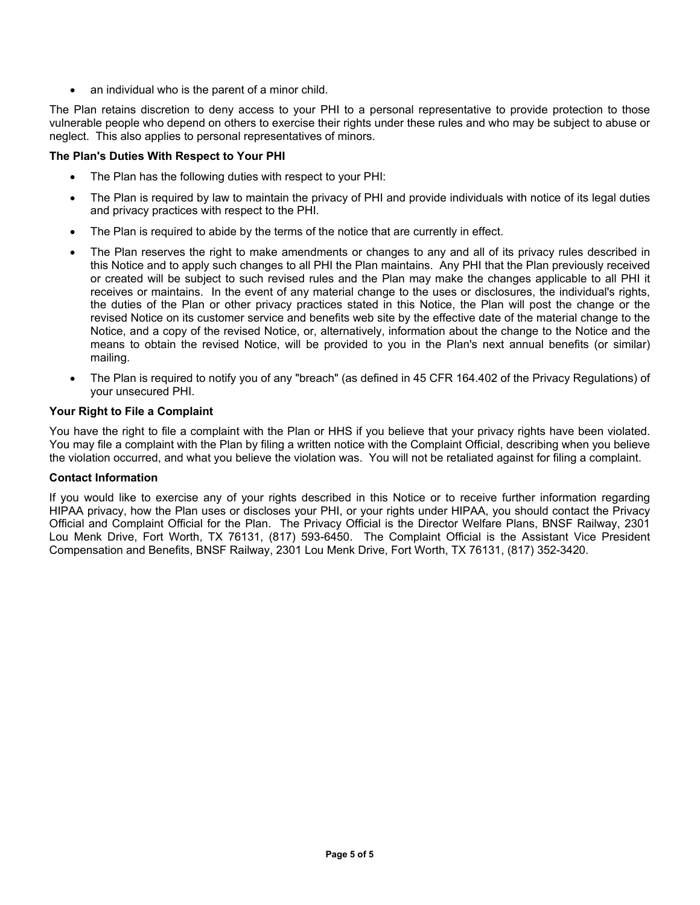- an individual who is the parent of a minor child.

The Plan retains discretion to deny access to your PHI to a personal representative to provide protection to those vulnerable people who depend on others to exercise their rights under these rules and who may be subject to abuse or neglect. This also applies to personal representatives of minors.

**The Plan's Duties With Respect to Your PHI**

- The Plan has the following duties with respect to your PHI:
- The Plan is required by law to maintain the privacy of PHI and provide individuals with notice of its legal duties and privacy practices with respect to the PHI.
- The Plan is required to abide by the terms of the notice that are currently in effect.
- The Plan reserves the right to make amendments or changes to any and all of its privacy rules described in this Notice and to apply such changes to all PHI the Plan maintains. Any PHI that the Plan previously received or created will be subject to such revised rules and the Plan may make the changes applicable to all PHI it receives or maintains. In the event of any material change to the uses or disclosures, the individual's rights, the duties of the Plan or other privacy practices stated in this Notice, the Plan will post the change or the revised Notice on its customer service and benefits web site by the effective date of the material change to the Notice, and a copy of the revised Notice, or, alternatively, information about the change to the Notice and the means to obtain the revised Notice, will be provided to you in the Plan's next annual benefits (or similar) mailing.
- The Plan is required to notify you of any "breach" (as defined in 45 CFR 164.402 of the Privacy Regulations) of your unsecured PHI.

**Your Right to File a Complaint**

You have the right to file a complaint with the Plan or HHS if you believe that your privacy rights have been violated. You may file a complaint with the Plan by filing a written notice with the Complaint Official, describing when you believe the violation occurred, and what you believe the violation was. You will not be retaliated against for filing a complaint.

**Contact Information**

If you would like to exercise any of your rights described in this Notice or to receive further information regarding HIPAA privacy, how the Plan uses or discloses your PHI, or your rights under HIPAA, you should contact the Privacy Official and Complaint Official for the Plan. The Privacy Official is the Director Welfare Plans, BNSF Railway, 2301 Lou Menk Drive, Fort Worth, TX 76131, (817) 593-6450. The Complaint Official is the Assistant Vice President Compensation and Benefits, BNSF Railway, 2301 Lou Menk Drive, Fort Worth, TX 76131, (817) 352-3420.